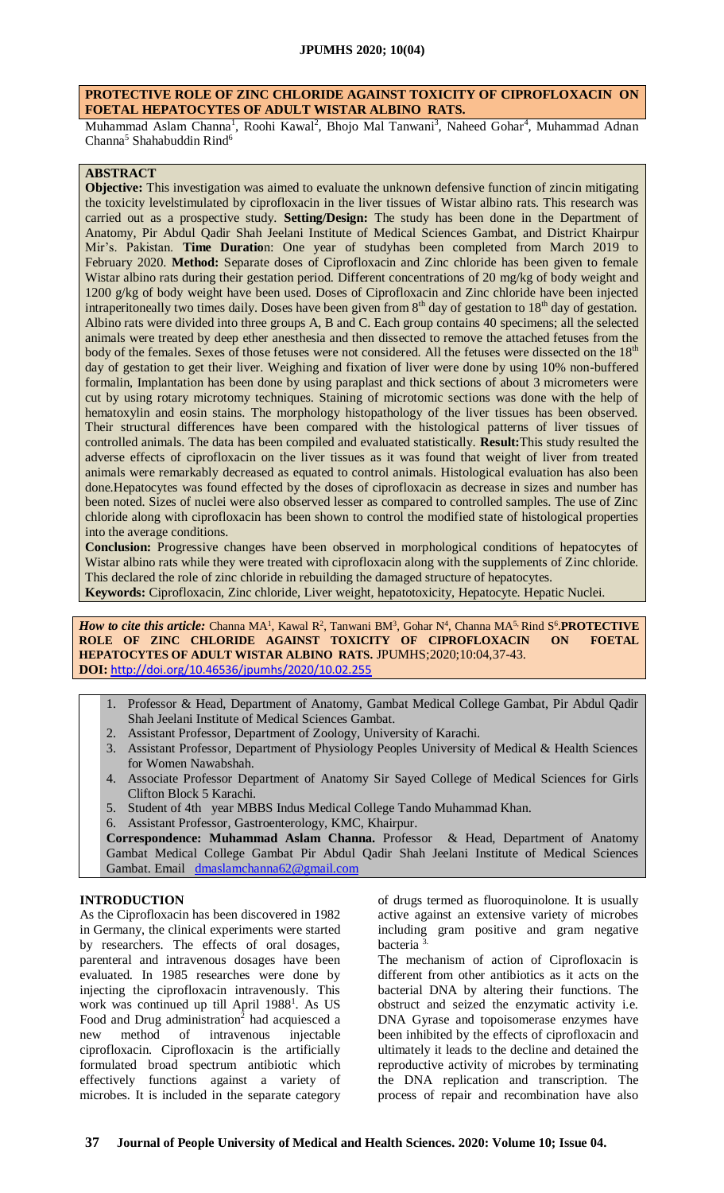# PROTECTIVE ROLE OF ZINC CHLORIDE AGAINST TOXICITY OF CIPROFLOXACIN ON FOETAL HEPATOCYTES OF ADULT WISTAR ALBINO RATS.

Muhammad Aslam Channa[1], Roohi Kawal[2], Bhojo Mal Tanwani[3], Naheed Gohar[4], Muhammad Adnan Channa[5] Shahabuddin Rind[6]

## ABSTRACT

**Objective:** This investigation was aimed to evaluate the unknown defensive function of zincin mitigating the toxicity levelstimulated by ciprofloxacin in the liver tissues of Wistar albino rats. This research was carried out as a prospective study. **Setting/Design:** The study has been done in the Department of Anatomy, Pir Abdul Qadir Shah Jeelani Institute of Medical Sciences Gambat, and District Khairpur Mir's. Pakistan. **Time Duration**: One year of studyhas been completed from March 2019 to February 2020. **Method:** Separate doses of Ciprofloxacin and Zinc chloride has been given to female Wistar albino rats during their gestation period. Different concentrations of 20 mg/kg of body weight and 1200 g/kg of body weight have been used. Doses of Ciprofloxacin and Zinc chloride have been injected intraperitoneally two times daily. Doses have been given from 8[th] day of gestation to 18[th] day of gestation. Albino rats were divided into three groups A, B and C. Each group contains 40 specimens; all the selected animals were treated by deep ether anesthesia and then dissected to remove the attached fetuses from the body of the females. Sexes of those fetuses were not considered. All the fetuses were dissected on the 18[th] day of gestation to get their liver. Weighing and fixation of liver were done by using 10% non-buffered formalin, Implantation has been done by using paraplast and thick sections of about 3 micrometers were cut by using rotary microtomy techniques. Staining of microtomic sections was done with the help of hematoxylin and eosin stains. The morphology histopathology of the liver tissues has been observed. Their structural differences have been compared with the histological patterns of liver tissues of controlled animals. The data has been compiled and evaluated statistically. **Result:**This study resulted the adverse effects of ciprofloxacin on the liver tissues as it was found that weight of liver from treated animals were remarkably decreased as equated to control animals. Histological evaluation has also been done.Hepatocytes was found effected by the doses of ciprofloxacin as decrease in sizes and number has been noted. Sizes of nuclei were also observed lesser as compared to controlled samples. The use of Zinc chloride along with ciprofloxacin has been shown to control the modified state of histological properties into the average conditions.

**Conclusion:** Progressive changes have been observed in morphological conditions of hepatocytes of Wistar albino rats while they were treated with ciprofloxacin along with the supplements of Zinc chloride. This declared the role of zinc chloride in rebuilding the damaged structure of hepatocytes.

**Keywords:** Ciprofloxacin, Zinc chloride, Liver weight, hepatotoxicity, Hepatocyte. Hepatic Nuclei.

***How to cite this article:*** Channa MA[1], Kawal R[2], Tanwani BM[3], Gohar N[4], Channa MA[5,] Rind S[6].**PROTECTIVE ROLE OF ZINC CHLORIDE AGAINST TOXICITY OF CIPROFLOXACIN ON FOETAL HEPATOCYTES OF ADULT WISTAR ALBINO RATS.** JPUMHS;2020;10:04,37-43.
**DOI:** http://doi.org/10.46536/jpumhs/2020/10.02.255

1. Professor & Head, Department of Anatomy, Gambat Medical College Gambat, Pir Abdul Qadir Shah Jeelani Institute of Medical Sciences Gambat.
2. Assistant Professor, Department of Zoology, University of Karachi.
3. Assistant Professor, Department of Physiology Peoples University of Medical & Health Sciences for Women Nawabshah.
4. Associate Professor Department of Anatomy Sir Sayed College of Medical Sciences for Girls Clifton Block 5 Karachi.
5. Student of 4th year MBBS Indus Medical College Tando Muhammad Khan.
6. Assistant Professor, Gastroenterology, KMC, Khairpur.

**Correspondence: Muhammad Aslam Channa.** Professor & Head, Department of Anatomy Gambat Medical College Gambat Pir Abdul Qadir Shah Jeelani Institute of Medical Sciences Gambat. Email dmaslamchanna62@gmail.com

## INTRODUCTION

As the Ciprofloxacin has been discovered in 1982 in Germany, the clinical experiments were started by researchers. The effects of oral dosages, parenteral and intravenous dosages have been evaluated. In 1985 researches were done by injecting the ciprofloxacin intravenously. This work was continued up till April 1988[1]. As US Food and Drug administration[2] had acquiesced a new method of intravenous injectable ciprofloxacin. Ciprofloxacin is the artificially formulated broad spectrum antibiotic which effectively functions against a variety of microbes. It is included in the separate category of drugs termed as fluoroquinolone. It is usually active against an extensive variety of microbes including gram positive and gram negative bacteria [3].

The mechanism of action of Ciprofloxacin is different from other antibiotics as it acts on the bacterial DNA by altering their functions. The obstruct and seized the enzymatic activity i.e. DNA Gyrase and topoisomerase enzymes have been inhibited by the effects of ciprofloxacin and ultimately it leads to the decline and detained the reproductive activity of microbes by terminating the DNA replication and transcription. The process of repair and recombination have also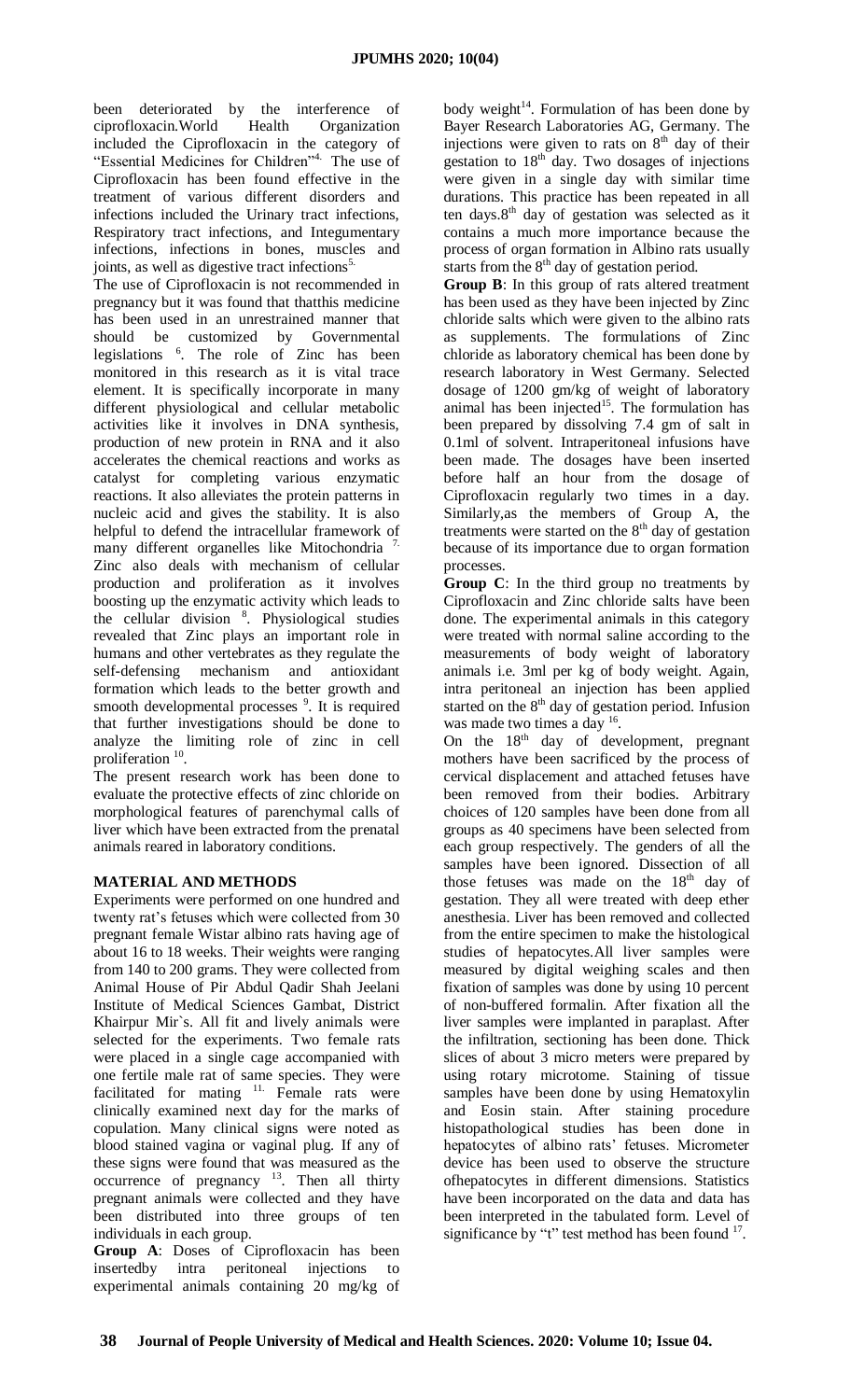been deteriorated by the interference of ciprofloxacin.World Health Organization included the Ciprofloxacin in the category of "Essential Medicines for Children"[4]. The use of Ciprofloxacin has been found effective in the treatment of various different disorders and infections included the Urinary tract infections, Respiratory tract infections, and Integumentary infections, infections in bones, muscles and joints, as well as digestive tract infections[5].

The use of Ciprofloxacin is not recommended in pregnancy but it was found that thatthis medicine has been used in an unrestrained manner that should be customized by Governmental legislations [6]. The role of Zinc has been monitored in this research as it is vital trace element. It is specifically incorporate in many different physiological and cellular metabolic activities like it involves in DNA synthesis, production of new protein in RNA and it also accelerates the chemical reactions and works as catalyst for completing various enzymatic reactions. It also alleviates the protein patterns in nucleic acid and gives the stability. It is also helpful to defend the intracellular framework of many different organelles like Mitochondria [7]. Zinc also deals with mechanism of cellular production and proliferation as it involves boosting up the enzymatic activity which leads to the cellular division [8]. Physiological studies revealed that Zinc plays an important role in humans and other vertebrates as they regulate the self-defensing mechanism and antioxidant formation which leads to the better growth and smooth developmental processes [9]. It is required that further investigations should be done to analyze the limiting role of zinc in cell proliferation [10].

The present research work has been done to evaluate the protective effects of zinc chloride on morphological features of parenchymal calls of liver which have been extracted from the prenatal animals reared in laboratory conditions.

## MATERIAL AND METHODS

Experiments were performed on one hundred and twenty rat's fetuses which were collected from 30 pregnant female Wistar albino rats having age of about 16 to 18 weeks. Their weights were ranging from 140 to 200 grams. They were collected from Animal House of Pir Abdul Qadir Shah Jeelani Institute of Medical Sciences Gambat, District Khairpur Mir`s. All fit and lively animals were selected for the experiments. Two female rats were placed in a single cage accompanied with one fertile male rat of same species. They were facilitated for mating [11]. Female rats were clinically examined next day for the marks of copulation. Many clinical signs were noted as blood stained vagina or vaginal plug. If any of these signs were found that was measured as the occurrence of pregnancy [13]. Then all thirty pregnant animals were collected and they have been distributed into three groups of ten individuals in each group.

**Group A**: Doses of Ciprofloxacin has been insertedby intra peritoneal injections to experimental animals containing 20 mg/kg of body weight[14]. Formulation of has been done by Bayer Research Laboratories AG, Germany. The injections were given to rats on 8th day of their gestation to 18th day. Two dosages of injections were given in a single day with similar time durations. This practice has been repeated in all ten days.8th day of gestation was selected as it contains a much more importance because the process of organ formation in Albino rats usually starts from the 8th day of gestation period.

**Group B**: In this group of rats altered treatment has been used as they have been injected by Zinc chloride salts which were given to the albino rats as supplements. The formulations of Zinc chloride as laboratory chemical has been done by research laboratory in West Germany. Selected dosage of 1200 gm/kg of weight of laboratory animal has been injected[15]. The formulation has been prepared by dissolving 7.4 gm of salt in 0.1ml of solvent. Intraperitoneal infusions have been made. The dosages have been inserted before half an hour from the dosage of Ciprofloxacin regularly two times in a day. Similarly,as the members of Group A, the treatments were started on the 8th day of gestation because of its importance due to organ formation processes.

**Group C**: In the third group no treatments by Ciprofloxacin and Zinc chloride salts have been done. The experimental animals in this category were treated with normal saline according to the measurements of body weight of laboratory animals i.e. 3ml per kg of body weight. Again, intra peritoneal an injection has been applied started on the 8th day of gestation period. Infusion was made two times a day [16].

On the 18th day of development, pregnant mothers have been sacrificed by the process of cervical displacement and attached fetuses have been removed from their bodies. Arbitrary choices of 120 samples have been done from all groups as 40 specimens have been selected from each group respectively. The genders of all the samples have been ignored. Dissection of all those fetuses was made on the 18th day of gestation. They all were treated with deep ether anesthesia. Liver has been removed and collected from the entire specimen to make the histological studies of hepatocytes.All liver samples were measured by digital weighing scales and then fixation of samples was done by using 10 percent of non-buffered formalin. After fixation all the liver samples were implanted in paraplast. After the infiltration, sectioning has been done. Thick slices of about 3 micro meters were prepared by using rotary microtome. Staining of tissue samples have been done by using Hematoxylin and Eosin stain. After staining procedure histopathological studies has been done in hepatocytes of albino rats' fetuses. Micrometer device has been used to observe the structure ofhepatocytes in different dimensions. Statistics have been incorporated on the data and data has been interpreted in the tabulated form. Level of significance by "t" test method has been found [17].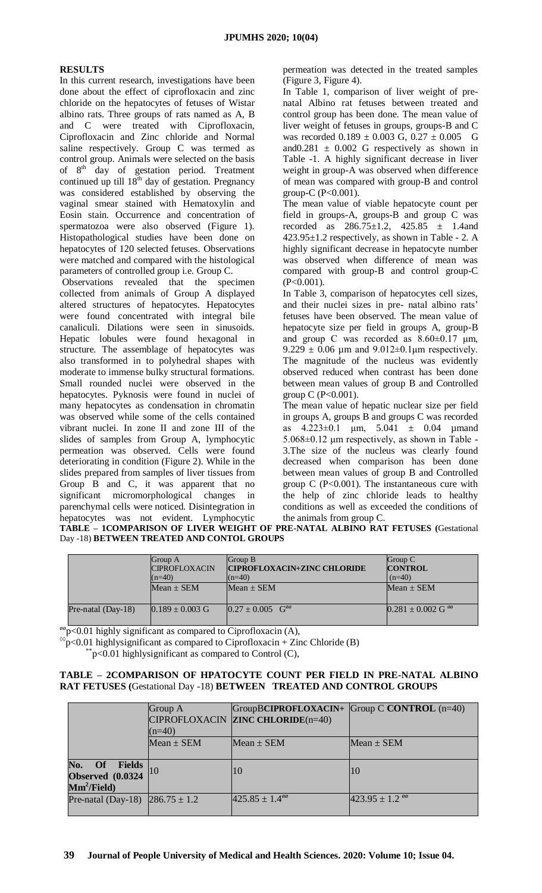## RESULTS

In this current research, investigations have been done about the effect of ciprofloxacin and zinc chloride on the hepatocytes of fetuses of Wistar albino rats. Three groups of rats named as A, B and C were treated with Ciprofloxacin, Ciprofloxacin and Zinc chloride and Normal saline respectively. Group C was termed as control group. Animals were selected on the basis of $8^{th}$ day of gestation period. Treatment continued up till $18^{th}$ day of gestation. Pregnancy was considered established by observing the vaginal smear stained with Hematoxylin and Eosin stain. Occurrence and concentration of spermatozoa were also observed (Figure 1). Histopathological studies have been done on hepatocytes of 120 selected fetuses. Observations were matched and compared with the histological parameters of controlled group i.e. Group C.

Observations revealed that the specimen collected from animals of Group A displayed altered structures of hepatocytes. Hepatocytes were found concentrated with integral bile canaliculi. Dilations were seen in sinusoids. Hepatic lobules were found hexagonal in structure. The assemblage of hepatocytes was also transformed in to polyhedral shapes with moderate to immense bulky structural formations. Small rounded nuclei were observed in the hepatocytes. Pyknosis were found in nuclei of many hepatocytes as condensation in chromatin was observed while some of the cells contained vibrant nuclei. In zone II and zone III of the slides of samples from Group A, lymphocytic permeation was observed. Cells were found deteriorating in condition (Figure 2). While in the slides prepared from samples of liver tissues from Group B and C, it was apparent that no significant micromorphological changes in parenchymal cells were noticed. Disintegration in hepatocytes was not evident. Lymphocytic permeation was detected in the treated samples (Figure 3, Figure 4).

In Table 1, comparison of liver weight of pre-natal Albino rat fetuses between treated and control group has been done. The mean value of liver weight of fetuses in groups, groups-B and C was recorded 0.189 ± 0.003 G, 0.27 ± 0.005 G and0.281 ± 0.002 G respectively as shown in Table -1. A highly significant decrease in liver weight in group-A was observed when difference of mean was compared with group-B and control group-C ($P<0.001$).

The mean value of viable hepatocyte count per field in groups-A, groups-B and group C was recorded as 286.75±1.2, 425.85 ± 1.4and 423.95±1.2 respectively, as shown in Table - 2. A highly significant decrease in hepatocyte number was observed when difference of mean was compared with group-B and control group-C ($P<0.001$).

In Table 3, comparison of hepatocytes cell sizes, and their nuclei sizes in pre- natal albino rats' fetuses have been observed. The mean value of hepatocyte size per field in groups A, group-B and group C was recorded as 8.60±0.17 µm, 9.229 ± 0.06 µm and 9.012±0.1µm respectively. The magnitude of the nucleus was evidently observed reduced when contrast has been done between mean values of group B and Controlled group C ($P<0.001$).

The mean value of hepatic nuclear size per field in groups A, groups B and groups C was recorded as 4.223±0.1 µm, 5.041 ± 0.04 µmand 5.068±0.12 µm respectively, as shown in Table - 3.The size of the nucleus was clearly found decreased when comparison has been done between mean values of group B and Controlled group C ($P<0.001$). The instantaneous cure with the help of zinc chloride leads to healthy conditions as well as exceeded the conditions of the animals from group C.

**TABLE – 1COMPARISON OF LIVER WEIGHT OF PRE-NATAL ALBINO RAT FETUSES (**Gestational Day -18) **BETWEEN TREATED AND CONTOL GROUPS**

| | Group A CIPROFLOXACIN (n=40) | Group B **CIPROFLOXACIN+ZINC CHLORIDE** (n=40) | Group C **CONTROL** (n=40) |
|---|---|---|---|
| | Mean ± SEM | Mean ± SEM | Mean ± SEM |
| Pre-natal (Day-18) | 0.189 ± 0.003 G | 0.27 ± 0.005 G$^{øø}$ | 0.281 ± 0.002 G $^{øø}$ |

$^{øø}$p<0.01 highly significant as compared to Ciprofloxacin (A),

$^{◊◊}$p<0.01 highlysignificant as compared to Ciprofloxacin + Zinc Chloride (B)

$^{**}$p<0.01 highlysignificant as compared to Control (C),

**TABLE – 2COMPARISON OF HPATOCYTE COUNT PER FIELD IN PRE-NATAL ALBINO RAT FETUSES (**Gestational Day -18) **BETWEEN TREATED AND CONTROL GROUPS**

| | Group A CIPROFLOXACIN (n=40) | GroupB**CIPROFLOXACIN+ ZINC CHLORIDE**(n=40) | Group C **CONTROL** (n=40) |
|---|---|---|---|
| | Mean ± SEM | Mean ± SEM | Mean ± SEM |
| **No. Of Fields Observed (0.0324 $Mm^2$/Field)** | 10 | 10 | 10 |
| Pre-natal (Day-18) | 286.75 ± 1.2 | 425.85 ± 1.4$^{øø}$ | 423.95 ± 1.2 $^{øø}$ |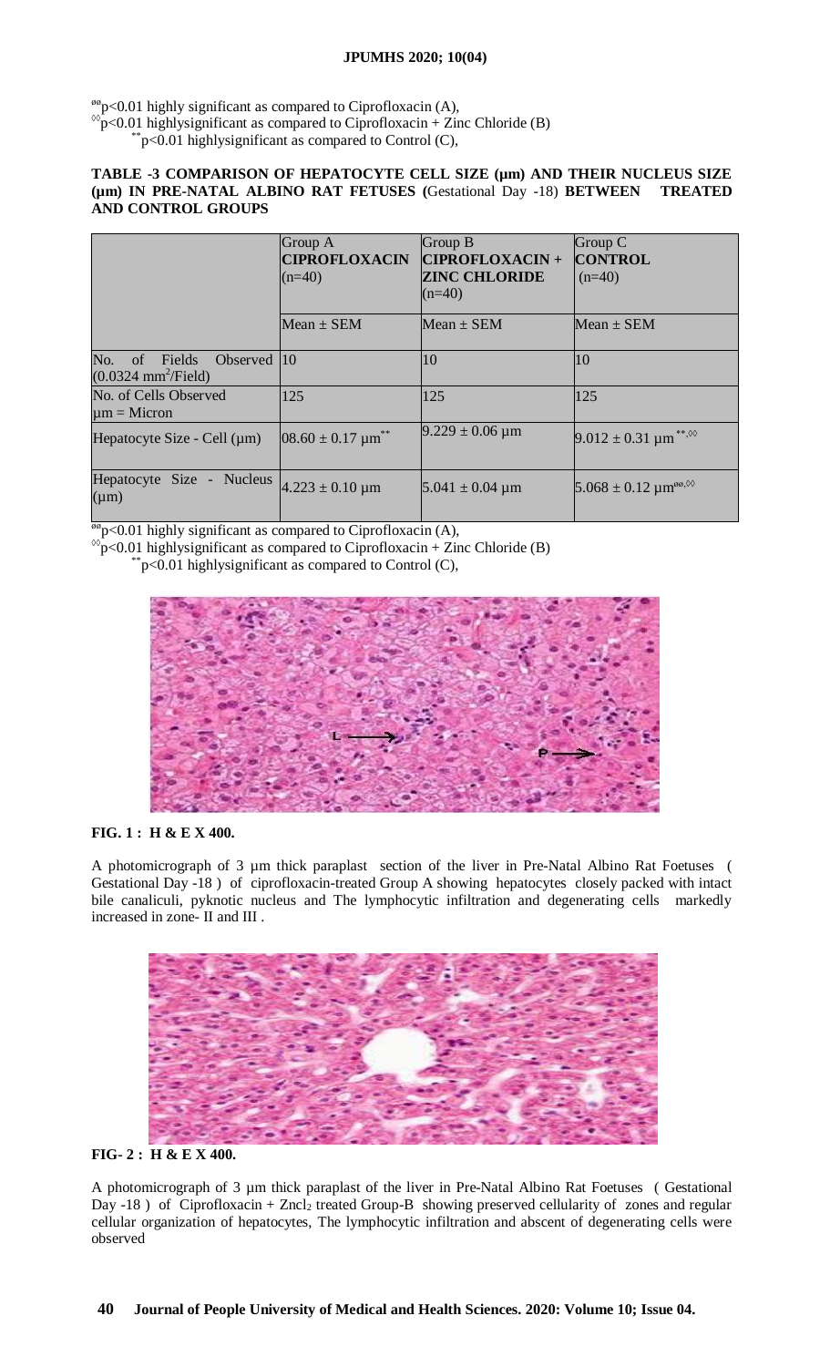$^{øø}p<0.01$ highly significant as compared to Ciprofloxacin (A),

$^{◊◊}p<0.01$ highlysignificant as compared to Ciprofloxacin + Zinc Chloride (B)

$^{**}p<0.01$ highlysignificant as compared to Control (C),

**TABLE -3 COMPARISON OF HEPATOCYTE CELL SIZE (µm) AND THEIR NUCLEUS SIZE (µm) IN PRE-NATAL ALBINO RAT FETUSES (**Gestational Day -18**) BETWEEN TREATED AND CONTROL GROUPS**

| | Group A **CIPROFLOXACIN** (n=40) | Group B **CIPROFLOXACIN + ZINC CHLORIDE** (n=40) | Group C **CONTROL** (n=40) |
|---|---|---|---|
| | Mean ± SEM | Mean ± SEM | Mean ± SEM |
| No. of Fields Observed ($0.0324\ mm^2$/Field) | 10 | 10 | 10 |
| No. of Cells Observed µm = Micron | 125 | 125 | 125 |
| Hepatocyte Size - Cell (µm) | 08.60 ± 0.17 µm$^{**}$ | 9.229 ± 0.06 µm | 9.012 ± 0.31 µm $^{**,◊◊}$ |
| Hepatocyte Size - Nucleus (µm) | 4.223 ± 0.10 µm | 5.041 ± 0.04 µm | 5.068 ± 0.12 µm$^{øø,◊◊}$ |

$^{øø}p<0.01$ highly significant as compared to Ciprofloxacin (A),

$^{◊◊}p<0.01$ highlysignificant as compared to Ciprofloxacin + Zinc Chloride (B)

$^{**}p<0.01$ highlysignificant as compared to Control (C),

**FIG. 1 : H & E X 400.**

A photomicrograph of 3 µm thick paraplast section of the liver in Pre-Natal Albino Rat Foetuses ( Gestational Day -18 ) of ciprofloxacin-treated Group A showing hepatocytes closely packed with intact bile canaliculi, pyknotic nucleus and The lymphocytic infiltration and degenerating cells markedly increased in zone- II and III .

**FIG- 2 : H & E X 400.**

A photomicrograph of 3 µm thick paraplast of the liver in Pre-Natal Albino Rat Foetuses ( Gestational Day -18 ) of Ciprofloxacin + $Zncl_2$ treated Group-B showing preserved cellularity of zones and regular cellular organization of hepatocytes, The lymphocytic infiltration and abscent of degenerating cells were observed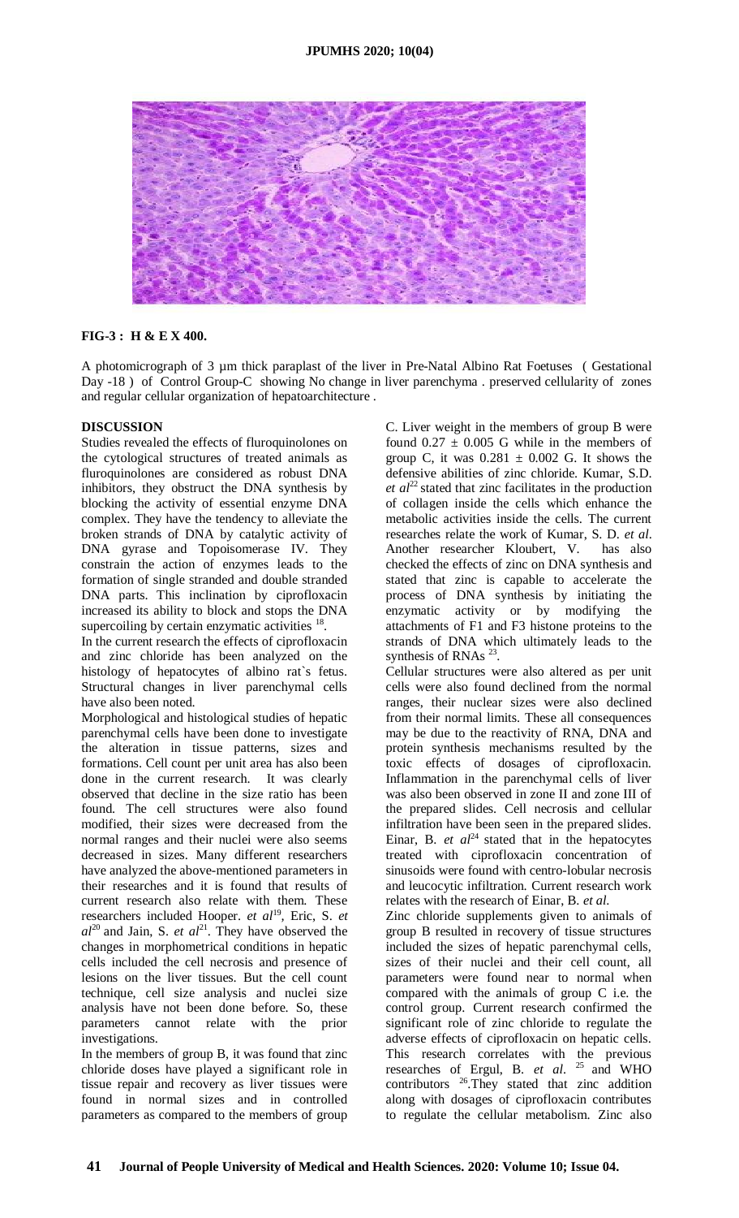**FIG-3 : H & E X 400.**

A photomicrograph of 3 µm thick paraplast of the liver in Pre-Natal Albino Rat Foetuses ( Gestational Day -18 ) of Control Group-C showing No change in liver parenchyma . preserved cellularity of zones and regular cellular organization of hepatoarchitecture .

**DISCUSSION**

Studies revealed the effects of fluroquinolones on the cytological structures of treated animals as fluroquinolones are considered as robust DNA inhibitors, they obstruct the DNA synthesis by blocking the activity of essential enzyme DNA complex. They have the tendency to alleviate the broken strands of DNA by catalytic activity of DNA gyrase and Topoisomerase IV. They constrain the action of enzymes leads to the formation of single stranded and double stranded DNA parts. This inclination by ciprofloxacin increased its ability to block and stops the DNA supercoiling by certain enzymatic activities [18].

In the current research the effects of ciprofloxacin and zinc chloride has been analyzed on the histology of hepatocytes of albino rat`s fetus. Structural changes in liver parenchymal cells have also been noted.

Morphological and histological studies of hepatic parenchymal cells have been done to investigate the alteration in tissue patterns, sizes and formations. Cell count per unit area has also been done in the current research. It was clearly observed that decline in the size ratio has been found. The cell structures were also found modified, their sizes were decreased from the normal ranges and their nuclei were also seems decreased in sizes. Many different researchers have analyzed the above-mentioned parameters in their researches and it is found that results of current research also relate with them. These researchers included Hooper. *et al*[19], Eric, S. *et al*[20] and Jain, S. *et al*[21]. They have observed the changes in morphometrical conditions in hepatic cells included the cell necrosis and presence of lesions on the liver tissues. But the cell count technique, cell size analysis and nuclei size analysis have not been done before. So, these parameters cannot relate with the prior investigations.

In the members of group B, it was found that zinc chloride doses have played a significant role in tissue repair and recovery as liver tissues were found in normal sizes and in controlled parameters as compared to the members of group C. Liver weight in the members of group B were found $0.27 \pm 0.005$ G while in the members of group C, it was $0.281 \pm 0.002$ G. It shows the defensive abilities of zinc chloride. Kumar, S.D. *et al*[22] stated that zinc facilitates in the production of collagen inside the cells which enhance the metabolic activities inside the cells. The current researches relate the work of Kumar, S. D. *et al*. Another researcher Kloubert, V. has also checked the effects of zinc on DNA synthesis and stated that zinc is capable to accelerate the process of DNA synthesis by initiating the enzymatic activity or by modifying the attachments of F1 and F3 histone proteins to the strands of DNA which ultimately leads to the synthesis of RNAs [23].

Cellular structures were also altered as per unit cells were also found declined from the normal ranges, their nuclear sizes were also declined from their normal limits. These all consequences may be due to the reactivity of RNA, DNA and protein synthesis mechanisms resulted by the toxic effects of dosages of ciprofloxacin. Inflammation in the parenchymal cells of liver was also been observed in zone II and zone III of the prepared slides. Cell necrosis and cellular infiltration have been seen in the prepared slides. Einar, B. *et al*[24] stated that in the hepatocytes treated with ciprofloxacin concentration of sinusoids were found with centro-lobular necrosis and leucocytic infiltration. Current research work relates with the research of Einar, B. *et al.*

Zinc chloride supplements given to animals of group B resulted in recovery of tissue structures included the sizes of hepatic parenchymal cells, sizes of their nuclei and their cell count, all parameters were found near to normal when compared with the animals of group C i.e. the control group. Current research confirmed the significant role of zinc chloride to regulate the adverse effects of ciprofloxacin on hepatic cells. This research correlates with the previous researches of Ergul, B. *et al.* [25] and WHO contributors [26].They stated that zinc addition along with dosages of ciprofloxacin contributes to regulate the cellular metabolism. Zinc also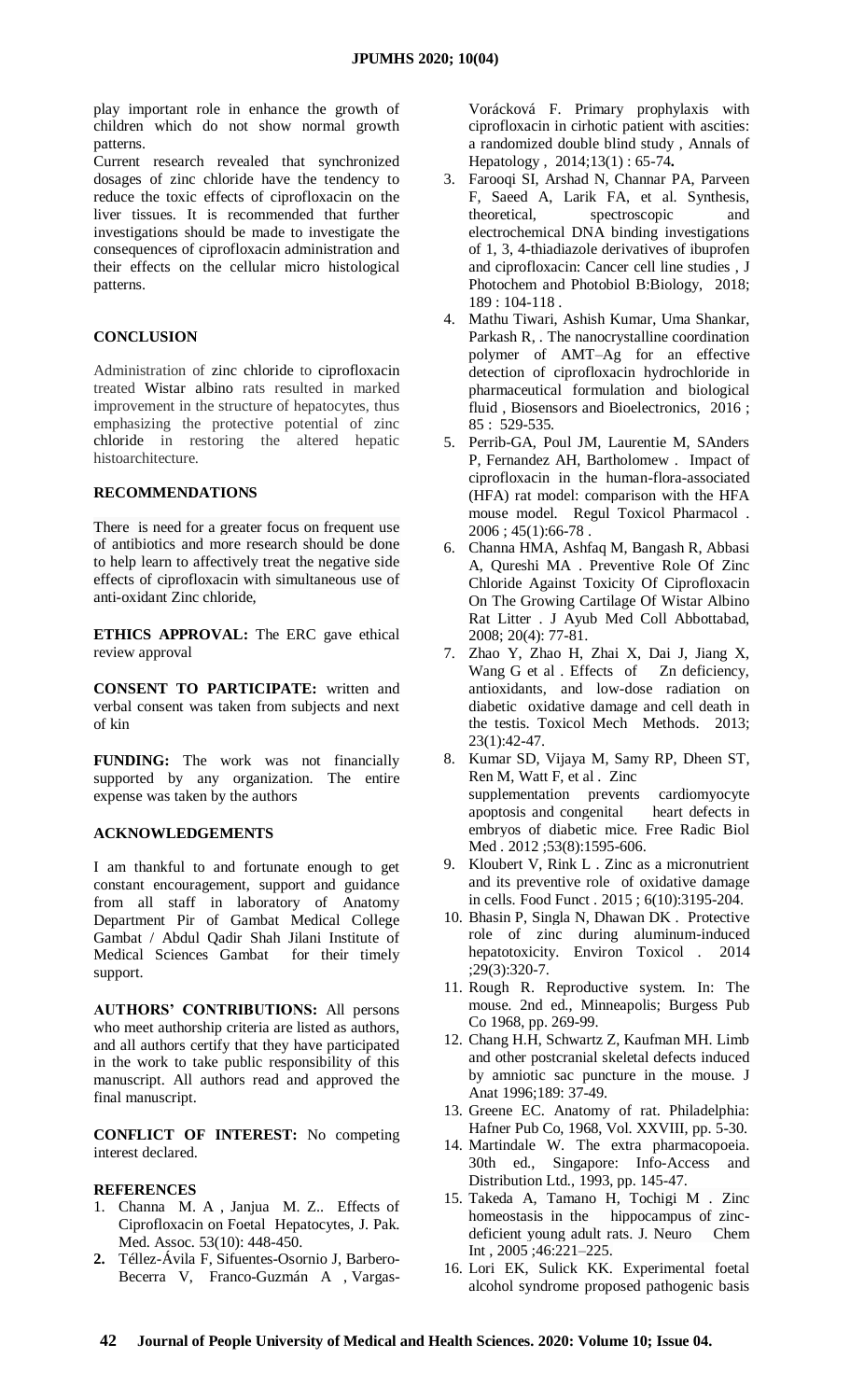play important role in enhance the growth of children which do not show normal growth patterns.

Current research revealed that synchronized dosages of zinc chloride have the tendency to reduce the toxic effects of ciprofloxacin on the liver tissues. It is recommended that further investigations should be made to investigate the consequences of ciprofloxacin administration and their effects on the cellular micro histological patterns.

## CONCLUSION

Administration of zinc chloride to ciprofloxacin treated Wistar albino rats resulted in marked improvement in the structure of hepatocytes, thus emphasizing the protective potential of zinc chloride in restoring the altered hepatic histoarchitecture.

## RECOMMENDATIONS

There is need for a greater focus on frequent use of antibiotics and more research should be done to help learn to affectively treat the negative side effects of ciprofloxacin with simultaneous use of anti-oxidant Zinc chloride,

**ETHICS APPROVAL:** The ERC gave ethical review approval

**CONSENT TO PARTICIPATE:** written and verbal consent was taken from subjects and next of kin

**FUNDING:** The work was not financially supported by any organization. The entire expense was taken by the authors

## ACKNOWLEDGEMENTS

I am thankful to and fortunate enough to get constant encouragement, support and guidance from all staff in laboratory of Anatomy Department Pir of Gambat Medical College Gambat / Abdul Qadir Shah Jilani Institute of Medical Sciences Gambat for their timely support.

**AUTHORS' CONTRIBUTIONS:** All persons who meet authorship criteria are listed as authors, and all authors certify that they have participated in the work to take public responsibility of this manuscript. All authors read and approved the final manuscript.

**CONFLICT OF INTEREST:** No competing interest declared.

## REFERENCES

1. Channa M. A , Janjua M. Z.. Effects of Ciprofloxacin on Foetal Hepatocytes, J. Pak. Med. Assoc. 53(10): 448-450.
2. Téllez-Ávila F, Sifuentes-Osornio J, Barbero-Becerra V, Franco-Guzmán A , Vargas-Vorácková F. Primary prophylaxis with ciprofloxacin in cirhotic patient with ascities: a randomized double blind study , Annals of Hepatology , 2014;13(1) : 65-74.
3. Farooqi SI, Arshad N, Channar PA, Parveen F, Saeed A, Larik FA, et al. Synthesis, theoretical, spectroscopic and electrochemical DNA binding investigations of 1, 3, 4-thiadiazole derivatives of ibuprofen and ciprofloxacin: Cancer cell line studies , J Photochem and Photobiol B:Biology, 2018; 189 : 104-118 .
4. Mathu Tiwari, Ashish Kumar, Uma Shankar, Parkash R, . The nanocrystalline coordination polymer of AMT–Ag for an effective detection of ciprofloxacin hydrochloride in pharmaceutical formulation and biological fluid , Biosensors and Bioelectronics, 2016 ; 85 : 529-535.
5. Perrib-GA, Poul JM, Laurentie M, SAnders P, Fernandez AH, Bartholomew . Impact of ciprofloxacin in the human-flora-associated (HFA) rat model: comparison with the HFA mouse model. Regul Toxicol Pharmacol . 2006 ; 45(1):66-78 .
6. Channa HMA, Ashfaq M, Bangash R, Abbasi A, Qureshi MA . Preventive Role Of Zinc Chloride Against Toxicity Of Ciprofloxacin On The Growing Cartilage Of Wistar Albino Rat Litter . J Ayub Med Coll Abbottabad, 2008; 20(4): 77-81.
7. Zhao Y, Zhao H, Zhai X, Dai J, Jiang X, Wang G et al . Effects of Zn deficiency, antioxidants, and low-dose radiation on diabetic oxidative damage and cell death in the testis. Toxicol Mech Methods. 2013; 23(1):42-47.
8. Kumar SD, Vijaya M, Samy RP, Dheen ST, Ren M, Watt F, et al . Zinc supplementation prevents cardiomyocyte apoptosis and congenital heart defects in embryos of diabetic mice. Free Radic Biol Med . 2012 ;53(8):1595-606.
9. Kloubert V, Rink L . Zinc as a micronutrient and its preventive role of oxidative damage in cells. Food Funct . 2015 ; 6(10):3195-204.
10. Bhasin P, Singla N, Dhawan DK . Protective role of zinc during aluminum-induced hepatotoxicity. Environ Toxicol . 2014 ;29(3):320-7.
11. Rough R. Reproductive system. In: The mouse. 2nd ed., Minneapolis; Burgess Pub Co 1968, pp. 269-99.
12. Chang H.H, Schwartz Z, Kaufman MH. Limb and other postcranial skeletal defects induced by amniotic sac puncture in the mouse. J Anat 1996;189: 37-49.
13. Greene EC. Anatomy of rat. Philadelphia: Hafner Pub Co, 1968, Vol. XXVIII, pp. 5-30.
14. Martindale W. The extra pharmacopoeia. 30th ed., Singapore: Info-Access and Distribution Ltd., 1993, pp. 145-47.
15. Takeda A, Tamano H, Tochigi M . Zinc homeostasis in the hippocampus of zinc-deficient young adult rats. J. Neuro Chem Int , 2005 ;46:221–225.
16. Lori EK, Sulick KK. Experimental foetal alcohol syndrome proposed pathogenic basis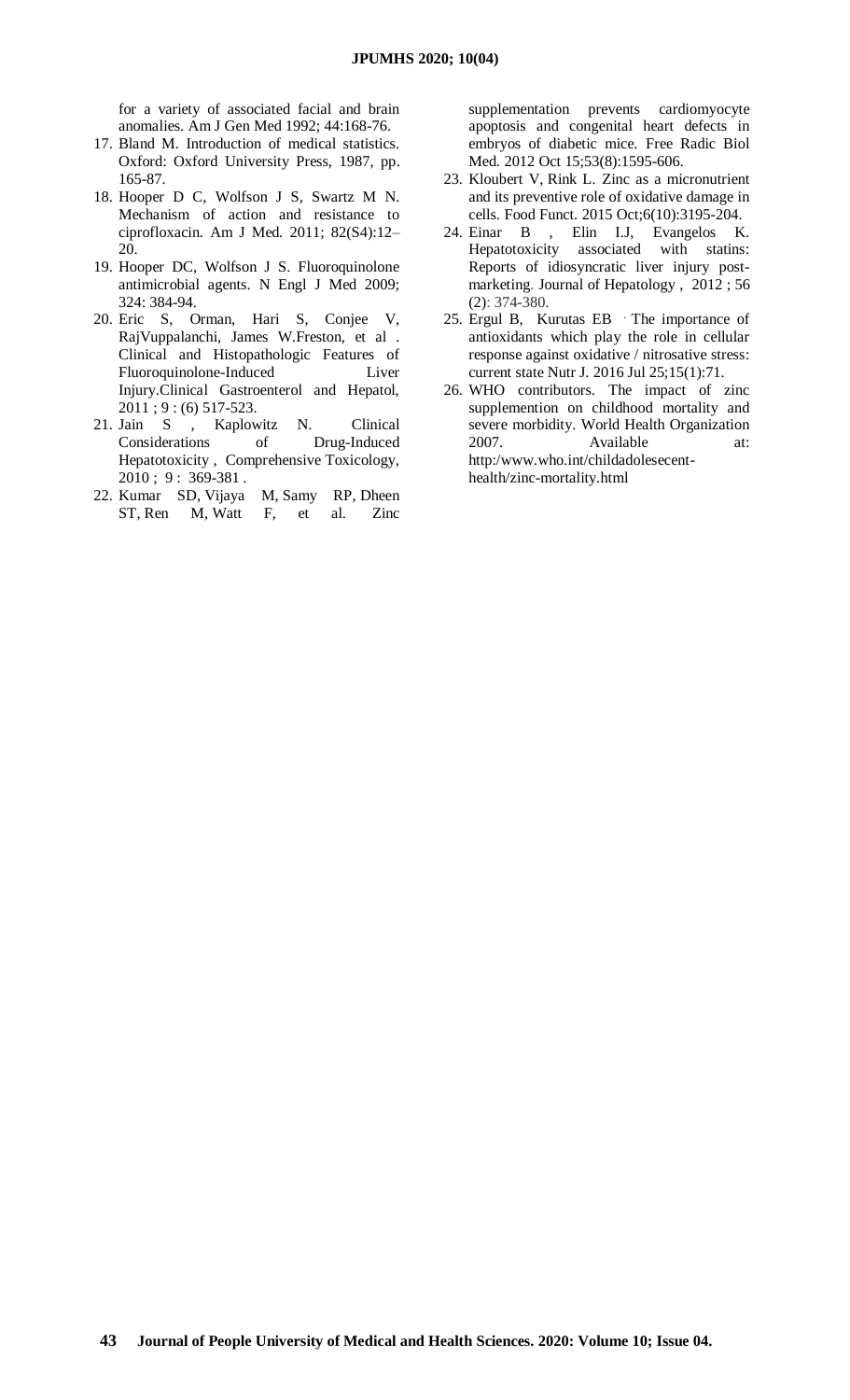for a variety of associated facial and brain anomalies. Am J Gen Med 1992; 44:168-76.

17. Bland M. Introduction of medical statistics. Oxford: Oxford University Press, 1987, pp. 165-87.
18. Hooper D C, Wolfson J S, Swartz M N. Mechanism of action and resistance to ciprofloxacin. Am J Med. 2011; 82(S4):12–20.
19. Hooper DC, Wolfson J S. Fluoroquinolone antimicrobial agents. N Engl J Med 2009; 324: 384-94.
20. Eric S, Orman, Hari S, Conjee V, RajVuppalanchi, James W.Freston, et al . Clinical and Histopathologic Features of Fluoroquinolone-Induced Liver Injury.Clinical Gastroenterol and Hepatol, 2011 ; 9 : (6) 517-523.
21. Jain S , Kaplowitz N. Clinical Considerations of Drug-Induced Hepatotoxicity , Comprehensive Toxicology, 2010 ; 9 : 369-381 .
22. Kumar SD, Vijaya M, Samy RP, Dheen ST, Ren M, Watt F, et al. Zinc supplementation prevents cardiomyocyte apoptosis and congenital heart defects in embryos of diabetic mice. Free Radic Biol Med. 2012 Oct 15;53(8):1595-606.
23. Kloubert V, Rink L. Zinc as a micronutrient and its preventive role of oxidative damage in cells. Food Funct. 2015 Oct;6(10):3195-204.
24. Einar B , Elin I.J, Evangelos K. Hepatotoxicity associated with statins: Reports of idiosyncratic liver injury post-marketing. Journal of Hepatology , 2012 ; 56 (2): 374-380.
25. Ergul B, Kurutas EB . The importance of antioxidants which play the role in cellular response against oxidative / nitrosative stress: current state Nutr J. 2016 Jul 25;15(1):71.
26. WHO contributors. The impact of zinc supplemention on childhood mortality and severe morbidity. World Health Organization 2007. Available at: http:/www.who.int/childadolesecent-health/zinc-mortality.html